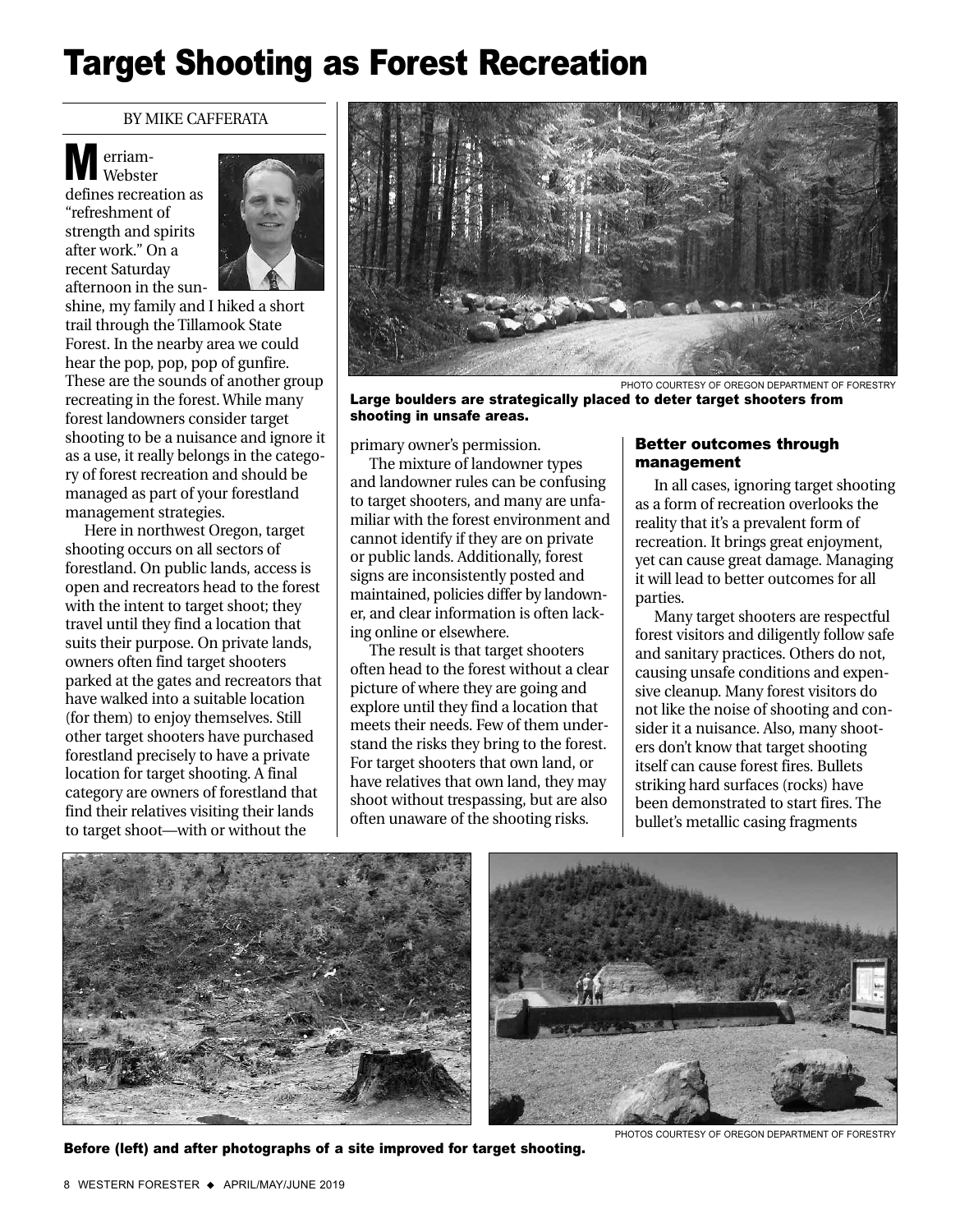# Target Shooting as Forest Recreation

BY MIKE CAFFERATA

Merriam-Webster defines recreation as "refreshment of strength and spirits after work." On a recent Saturday afternoon in the sunshine, my family and I hiked a short trail through the Tillamook State Forest. In the nearby area we could hear the pop, pop, pop of gunfire. These are the sounds of another group recreating in the forest. While many forest landowners consider target shooting to be a nuisance and ignore it as a use, it really belongs in the category of forest recreation and should be managed as part of your forestland management strategies.

Here in northwest Oregon, target shooting occurs on all sectors of forestland. On public lands, access is open and recreators head to the forest with the intent to target shoot; they travel until they find a location that suits their purpose. On private lands, owners often find target shooters parked at the gates and recreators that have walked into a suitable location (for them) to enjoy themselves. Still other target shooters have purchased forestland precisely to have a private location for target shooting. A final category are owners of forestland that find their relatives visiting their lands to target shoot—with or without the primary owner's permission.

PHOTO COURTESY OF OREGON DEPARTMENT OF FORESTRY

**Large boulders are strategically placed to deter target shooters from shooting in unsafe areas.**

The mixture of landowner types and landowner rules can be confusing to target shooters, and many are unfamiliar with the forest environment and cannot identify if they are on private or public lands. Additionally, forest signs are inconsistently posted and maintained, policies differ by landowner, and clear information is often lacking online or elsewhere.

The result is that target shooters often head to the forest without a clear picture of where they are going and explore until they find a location that meets their needs. Few of them understand the risks they bring to the forest. For target shooters that own land, or have relatives that own land, they may shoot without trespassing, but are also often unaware of the shooting risks.

### Better outcomes through management

In all cases, ignoring target shooting as a form of recreation overlooks the reality that it's a prevalent form of recreation. It brings great enjoyment, yet can cause great damage. Managing it will lead to better outcomes for all parties.

Many target shooters are respectful forest visitors and diligently follow safe and sanitary practices. Others do not, causing unsafe conditions and expensive cleanup. Many forest visitors do not like the noise of shooting and consider it a nuisance. Also, many shooters don't know that target shooting itself can cause forest fires. Bullets striking hard surfaces (rocks) have been demonstrated to start fires. The bullet's metallic casing fragments

PHOTOS COURTESY OF OREGON DEPARTMENT OF FORESTRY

**Before (left) and after photographs of a site improved for target shooting.**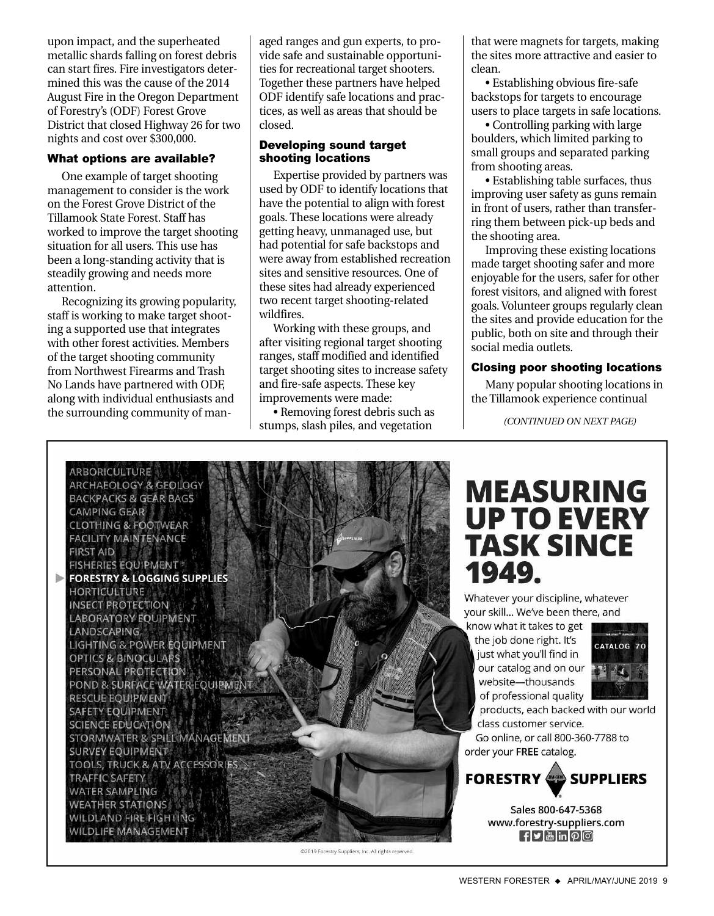upon impact, and the superheated metallic shards falling on forest debris can start fires. Fire investigators determined this was the cause of the 2014 August Fire in the Oregon Department of Forestry's (ODF) Forest Grove District that closed Highway 26 for two nights and cost over $300,000.

### What options are available?

One example of target shooting management to consider is the work on the Forest Grove District of the Tillamook State Forest. Staff has worked to improve the target shooting situation for all users. This use has been a long-standing activity that is steadily growing and needs more attention.

Recognizing its growing popularity, staff is working to make target shooting a supported use that integrates with other forest activities. Members of the target shooting community from Northwest Firearms and Trash No Lands have partnered with ODF, along with individual enthusiasts and the surrounding community of managed ranges and gun experts, to provide safe and sustainable opportunities for recreational target shooters. Together these partners have helped ODF identify safe locations and practices, as well as areas that should be closed.

### Developing sound target shooting locations

Expertise provided by partners was used by ODF to identify locations that have the potential to align with forest goals. These locations were already getting heavy, unmanaged use, but had potential for safe backstops and were away from established recreation sites and sensitive resources. One of these sites had already experienced two recent target shooting-related wildfires.

Working with these groups, and after visiting regional target shooting ranges, staff modified and identified target shooting sites to increase safety and fire-safe aspects. These key improvements were made:

- Removing forest debris such as stumps, slash piles, and vegetation that were magnets for targets, making the sites more attractive and easier to clean.
- Establishing obvious fire-safe backstops for targets to encourage users to place targets in safe locations.
- Controlling parking with large boulders, which limited parking to small groups and separated parking from shooting areas.
- Establishing table surfaces, thus improving user safety as guns remain in front of users, rather than transferring them between pick-up beds and the shooting area.

Improving these existing locations made target shooting safer and more enjoyable for the users, safer for other forest visitors, and aligned with forest goals. Volunteer groups regularly clean the sites and provide education for the public, both on site and through their social media outlets.

### Closing poor shooting locations

Many popular shooting locations in the Tillamook experience continual

*(CONTINUED ON NEXT PAGE)*

ARBORICULTURE
ARCHAEOLOGY & GEOLOGY
BACKPACKS & GEAR BAGS
CAMPING GEAR
CLOTHING & FOOTWEAR
FACILITY MAINTENANCE
FIRST AID
FISHERIES EQUIPMENT
**FORESTRY & LOGGING SUPPLIES**
HORTICULTURE
INSECT PROTECTION
LABORATORY EQUIPMENT
LANDSCAPING
LIGHTING & POWER EQUIPMENT
OPTICS & BINOCULARS
PERSONAL PROTECTION
POND & SURFACE WATER EQUIPMENT
RESCUE EQUIPMENT
SAFETY EQUIPMENT
SCIENCE EDUCATION
STORMWATER & SPILL MANAGEMENT
SURVEY EQUIPMENT
TOOLS, TRUCK & ATV ACCESSORIES
TRAFFIC SAFETY
WATER SAMPLING
WEATHER STATIONS
WILDLAND FIRE FIGHTING
WILDLIFE MANAGEMENT

## MEASURING UP TO EVERY TASK SINCE 1949.

Whatever your discipline, whatever your skill... We've been there, and know what it takes to get the job done right. It's just what you'll find in our catalog and on our website—thousands of professional quality products, each backed with our world class customer service.

Go online, or call 800-360-7788 to order your **FREE** catalog.

**FORESTRY SUPPLIERS**

Sales 800-647-5368
www.forestry-suppliers.com

©2019 Forestry Suppliers, Inc. All rights reserved.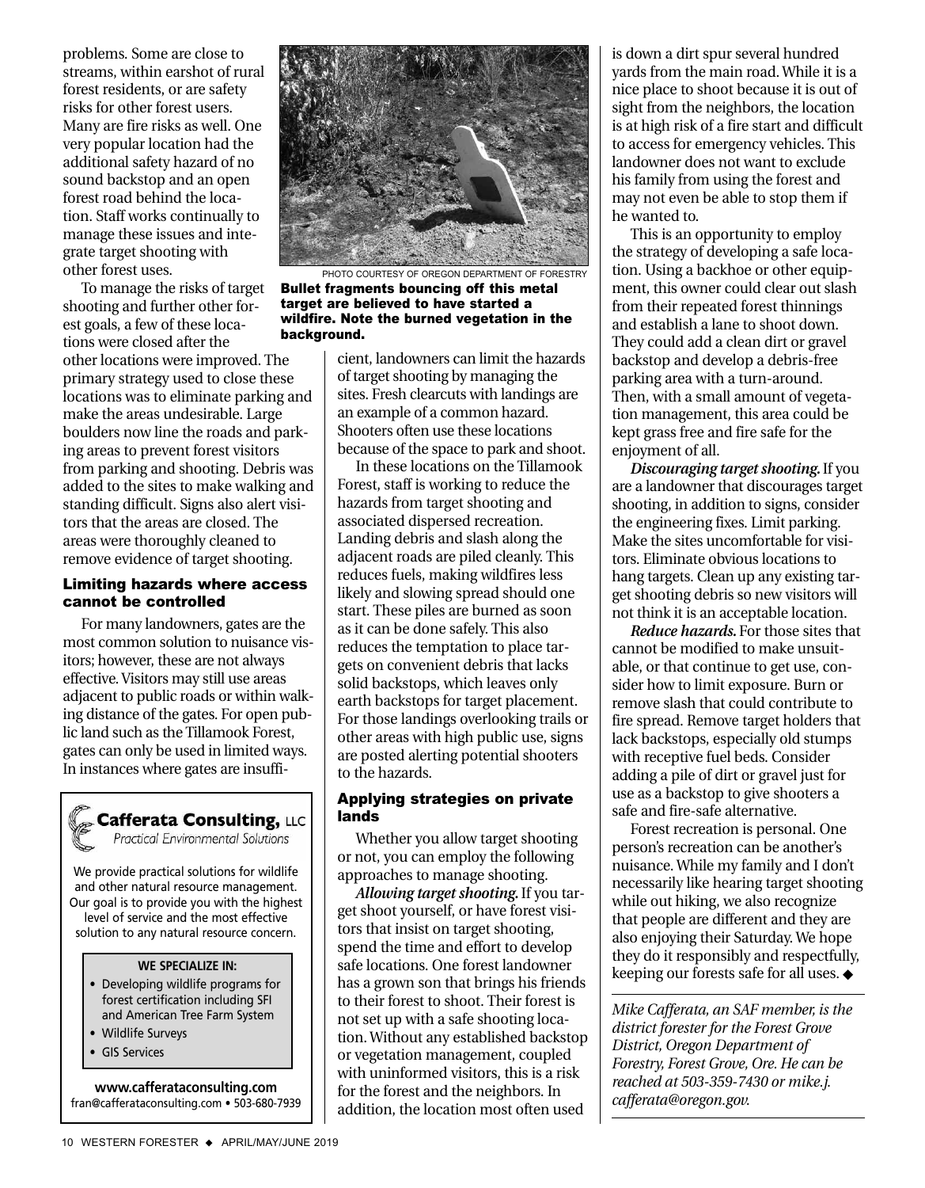problems. Some are close to streams, within earshot of rural forest residents, or are safety risks for other forest users. Many are fire risks as well. One very popular location had the additional safety hazard of no sound backstop and an open forest road behind the location. Staff works continually to manage these issues and integrate target shooting with other forest uses.

To manage the risks of target shooting and further other forest goals, a few of these locations were closed after the other locations were improved. The primary strategy used to close these locations was to eliminate parking and make the areas undesirable. Large boulders now line the roads and parking areas to prevent forest visitors from parking and shooting. Debris was added to the sites to make walking and standing difficult. Signs also alert visitors that the areas are closed. The areas were thoroughly cleaned to remove evidence of target shooting.

### Limiting hazards where access cannot be controlled

For many landowners, gates are the most common solution to nuisance visitors; however, these are not always effective. Visitors may still use areas adjacent to public roads or within walking distance of the gates. For open public land such as the Tillamook Forest, gates can only be used in limited ways. In instances where gates are insufficient, landowners can limit the hazards of target shooting by managing the sites. Fresh clearcuts with landings are an example of a common hazard. Shooters often use these locations because of the space to park and shoot.

PHOTO COURTESY OF OREGON DEPARTMENT OF FORESTRY

**Bullet fragments bouncing off this metal target are believed to have started a wildfire. Note the burned vegetation in the background.**

In these locations on the Tillamook Forest, staff is working to reduce the hazards from target shooting and associated dispersed recreation. Landing debris and slash along the adjacent roads are piled cleanly. This reduces fuels, making wildfires less likely and slowing spread should one start. These piles are burned as soon as it can be done safely. This also reduces the temptation to place targets on convenient debris that lacks solid backstops, which leaves only earth backstops for target placement. For those landings overlooking trails or other areas with high public use, signs are posted alerting potential shooters to the hazards.

### Applying strategies on private lands

Whether you allow target shooting or not, you can employ the following approaches to manage shooting.

***Allowing target shooting.*** If you target shoot yourself, or have forest visitors that insist on target shooting, spend the time and effort to develop safe locations. One forest landowner has a grown son that brings his friends to their forest to shoot. Their forest is not set up with a safe shooting location. Without any established backstop or vegetation management, coupled with uninformed visitors, this is a risk for the forest and the neighbors. In addition, the location most often used is down a dirt spur several hundred yards from the main road. While it is a nice place to shoot because it is out of sight from the neighbors, the location is at high risk of a fire start and difficult to access for emergency vehicles. This landowner does not want to exclude his family from using the forest and may not even be able to stop them if he wanted to.

This is an opportunity to employ the strategy of developing a safe location. Using a backhoe or other equipment, this owner could clear out slash from their repeated forest thinnings and establish a lane to shoot down. They could add a clean dirt or gravel backstop and develop a debris-free parking area with a turn-around. Then, with a small amount of vegetation management, this area could be kept grass free and fire safe for the enjoyment of all.

***Discouraging target shooting.*** If you are a landowner that discourages target shooting, in addition to signs, consider the engineering fixes. Limit parking. Make the sites uncomfortable for visitors. Eliminate obvious locations to hang targets. Clean up any existing target shooting debris so new visitors will not think it is an acceptable location.

***Reduce hazards.*** For those sites that cannot be modified to make unsuitable, or that continue to get use, consider how to limit exposure. Burn or remove slash that could contribute to fire spread. Remove target holders that lack backstops, especially old stumps with receptive fuel beds. Consider adding a pile of dirt or gravel just for use as a backstop to give shooters a safe and fire-safe alternative.

Forest recreation is personal. One person's recreation can be another's nuisance. While my family and I don't necessarily like hearing target shooting while out hiking, we also recognize that people are different and they are also enjoying their Saturday. We hope they do it responsibly and respectfully, keeping our forests safe for all uses. ◆

*Mike Cafferata, an SAF member, is the district forester for the Forest Grove District, Oregon Department of Forestry, Forest Grove, Ore. He can be reached at 503-359-7430 or mike.j.cafferata@oregon.gov.*

---

**Cafferata Consulting, LLC**
*Practical Environmental Solutions*

We provide practical solutions for wildlife and other natural resource management. Our goal is to provide you with the highest level of service and the most effective solution to any natural resource concern.

**WE SPECIALIZE IN:**

- Developing wildlife programs for forest certification including SFI and American Tree Farm System
- Wildlife Surveys
- GIS Services

**www.cafferataconsulting.com**
fran@cafferataconsulting.com • 503-680-7939